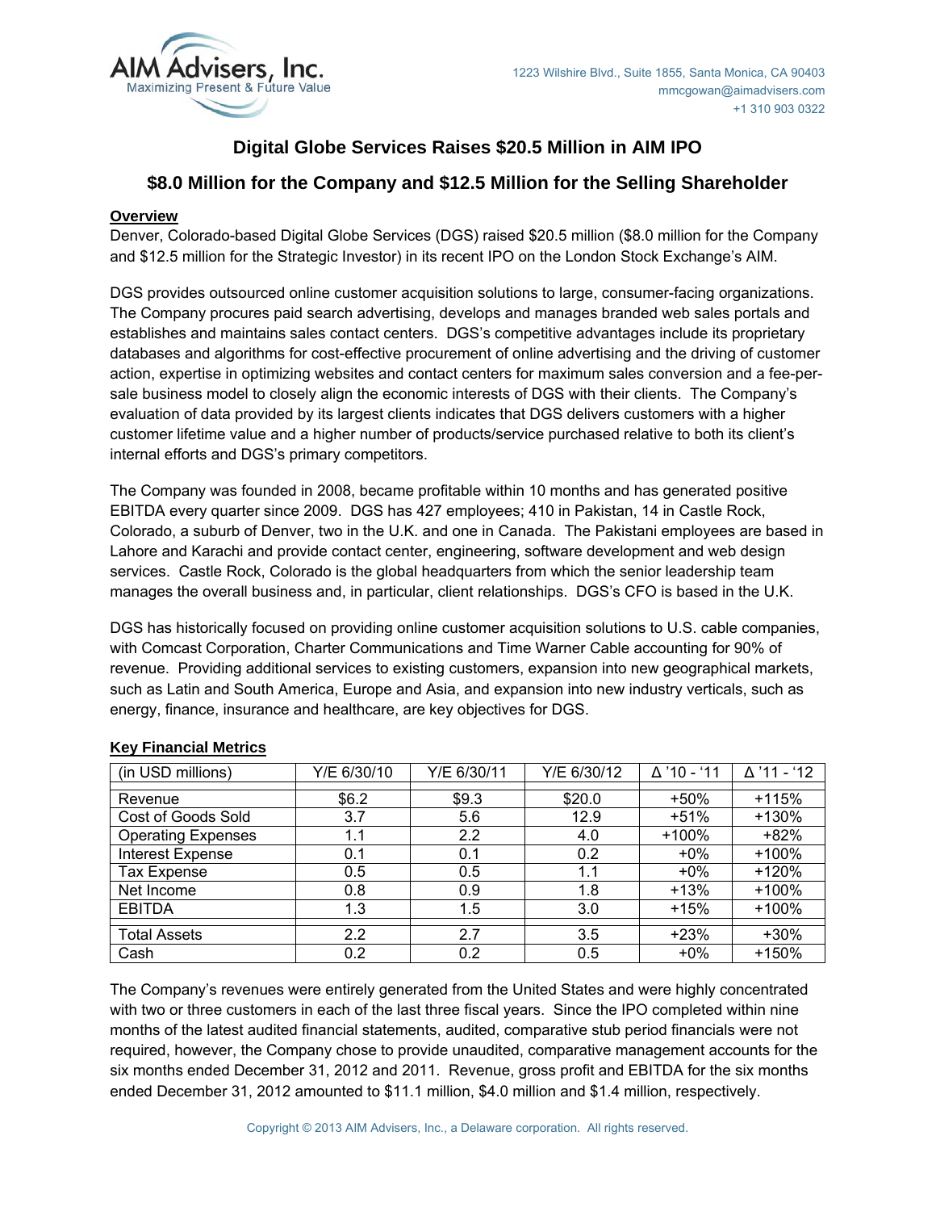AIM Advisers, Inc.
Maximizing Present & Future Value

1223 Wilshire Blvd., Suite 1855, Santa Monica, CA 90403
mmcgowan@aimadvisers.com
+1 310 903 0322

# Digital Globe Services Raises $20.5 Million in AIM IPO

## $8.0 Million for the Company and $12.5 Million for the Selling Shareholder

**Overview**

Denver, Colorado-based Digital Globe Services (DGS) raised $20.5 million ($8.0 million for the Company and $12.5 million for the Strategic Investor) in its recent IPO on the London Stock Exchange's AIM.

DGS provides outsourced online customer acquisition solutions to large, consumer-facing organizations. The Company procures paid search advertising, develops and manages branded web sales portals and establishes and maintains sales contact centers. DGS's competitive advantages include its proprietary databases and algorithms for cost-effective procurement of online advertising and the driving of customer action, expertise in optimizing websites and contact centers for maximum sales conversion and a fee-per-sale business model to closely align the economic interests of DGS with their clients. The Company's evaluation of data provided by its largest clients indicates that DGS delivers customers with a higher customer lifetime value and a higher number of products/service purchased relative to both its client's internal efforts and DGS's primary competitors.

The Company was founded in 2008, became profitable within 10 months and has generated positive EBITDA every quarter since 2009. DGS has 427 employees; 410 in Pakistan, 14 in Castle Rock, Colorado, a suburb of Denver, two in the U.K. and one in Canada. The Pakistani employees are based in Lahore and Karachi and provide contact center, engineering, software development and web design services. Castle Rock, Colorado is the global headquarters from which the senior leadership team manages the overall business and, in particular, client relationships. DGS's CFO is based in the U.K.

DGS has historically focused on providing online customer acquisition solutions to U.S. cable companies, with Comcast Corporation, Charter Communications and Time Warner Cable accounting for 90% of revenue. Providing additional services to existing customers, expansion into new geographical markets, such as Latin and South America, Europe and Asia, and expansion into new industry verticals, such as energy, finance, insurance and healthcare, are key objectives for DGS.

**Key Financial Metrics**

| (in USD millions) | Y/E 6/30/10 | Y/E 6/30/11 | Y/E 6/30/12 | Δ '10 - '11 | Δ '11 - '12 |
|---|---|---|---|---|---|
| Revenue | $6.2 | $9.3 | $20.0 | +50% | +115% |
| Cost of Goods Sold | 3.7 | 5.6 | 12.9 | +51% | +130% |
| Operating Expenses | 1.1 | 2.2 | 4.0 | +100% | +82% |
| Interest Expense | 0.1 | 0.1 | 0.2 | +0% | +100% |
| Tax Expense | 0.5 | 0.5 | 1.1 | +0% | +120% |
| Net Income | 0.8 | 0.9 | 1.8 | +13% | +100% |
| EBITDA | 1.3 | 1.5 | 3.0 | +15% | +100% |
| Total Assets | 2.2 | 2.7 | 3.5 | +23% | +30% |
| Cash | 0.2 | 0.2 | 0.5 | +0% | +150% |

The Company's revenues were entirely generated from the United States and were highly concentrated with two or three customers in each of the last three fiscal years. Since the IPO completed within nine months of the latest audited financial statements, audited, comparative stub period financials were not required, however, the Company chose to provide unaudited, comparative management accounts for the six months ended December 31, 2012 and 2011. Revenue, gross profit and EBITDA for the six months ended December 31, 2012 amounted to $11.1 million, $4.0 million and $1.4 million, respectively.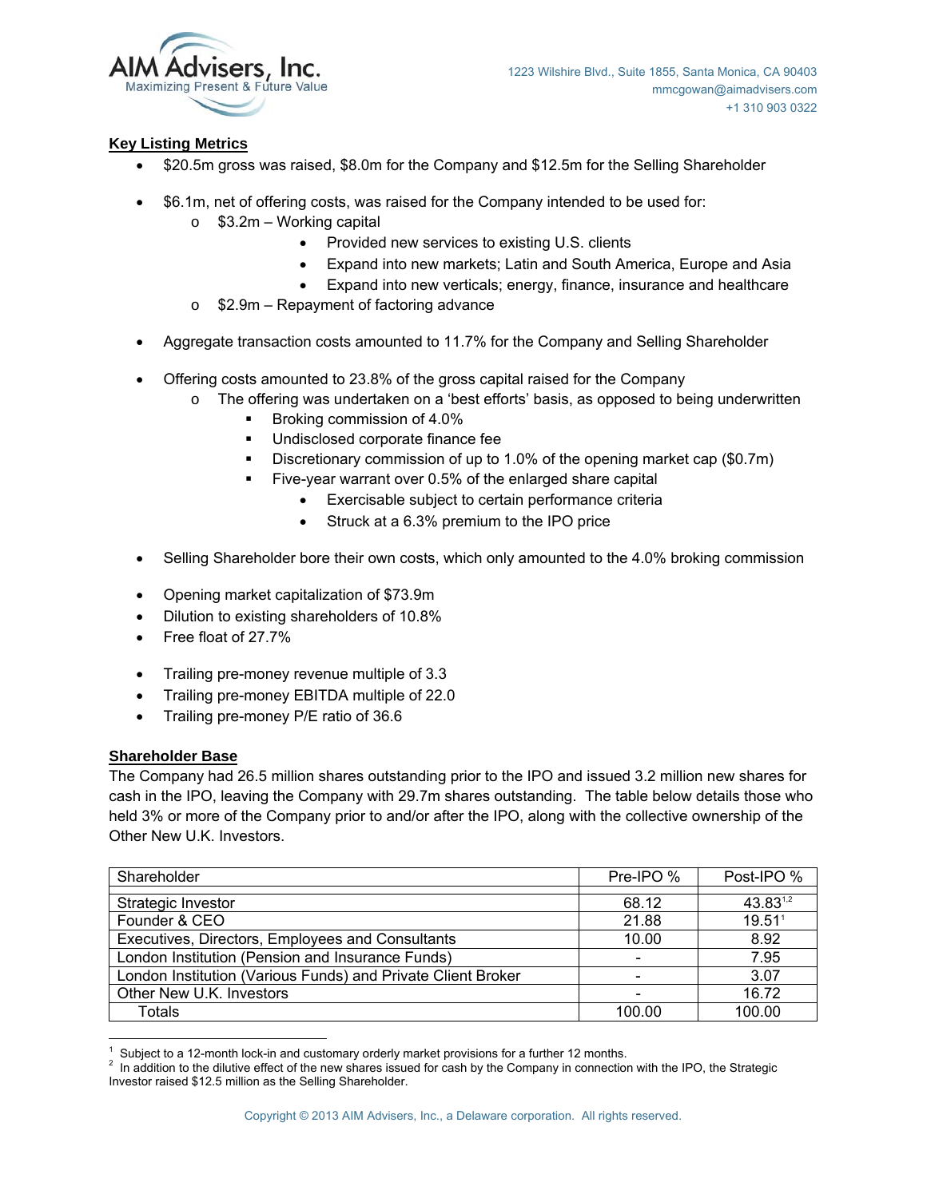**Key Listing Metrics**

- $20.5m gross was raised, $8.0m for the Company and $12.5m for the Selling Shareholder
- $6.1m, net of offering costs, was raised for the Company intended to be used for:
  - $3.2m – Working capital
    - Provided new services to existing U.S. clients
    - Expand into new markets; Latin and South America, Europe and Asia
    - Expand into new verticals; energy, finance, insurance and healthcare
  - $2.9m – Repayment of factoring advance
- Aggregate transaction costs amounted to 11.7% for the Company and Selling Shareholder
- Offering costs amounted to 23.8% of the gross capital raised for the Company
  - The offering was undertaken on a 'best efforts' basis, as opposed to being underwritten
    - Broking commission of 4.0%
    - Undisclosed corporate finance fee
    - Discretionary commission of up to 1.0% of the opening market cap ($0.7m)
    - Five-year warrant over 0.5% of the enlarged share capital
      - Exercisable subject to certain performance criteria
      - Struck at a 6.3% premium to the IPO price
- Selling Shareholder bore their own costs, which only amounted to the 4.0% broking commission
- Opening market capitalization of $73.9m
- Dilution to existing shareholders of 10.8%
- Free float of 27.7%
- Trailing pre-money revenue multiple of 3.3
- Trailing pre-money EBITDA multiple of 22.0
- Trailing pre-money P/E ratio of 36.6

**Shareholder Base**

The Company had 26.5 million shares outstanding prior to the IPO and issued 3.2 million new shares for cash in the IPO, leaving the Company with 29.7m shares outstanding. The table below details those who held 3% or more of the Company prior to and/or after the IPO, along with the collective ownership of the Other New U.K. Investors.

| Shareholder | Pre-IPO % | Post-IPO % |
|---|---|---|
| Strategic Investor | 68.12 | 43.83[1,2] |
| Founder & CEO | 21.88 | 19.51[1] |
| Executives, Directors, Employees and Consultants | 10.00 | 8.92 |
| London Institution (Pension and Insurance Funds) | - | 7.95 |
| London Institution (Various Funds) and Private Client Broker | - | 3.07 |
| Other New U.K. Investors | - | 16.72 |
| Totals | 100.00 | 100.00 |

[1] Subject to a 12-month lock-in and customary orderly market provisions for a further 12 months.

[2] In addition to the dilutive effect of the new shares issued for cash by the Company in connection with the IPO, the Strategic Investor raised $12.5 million as the Selling Shareholder.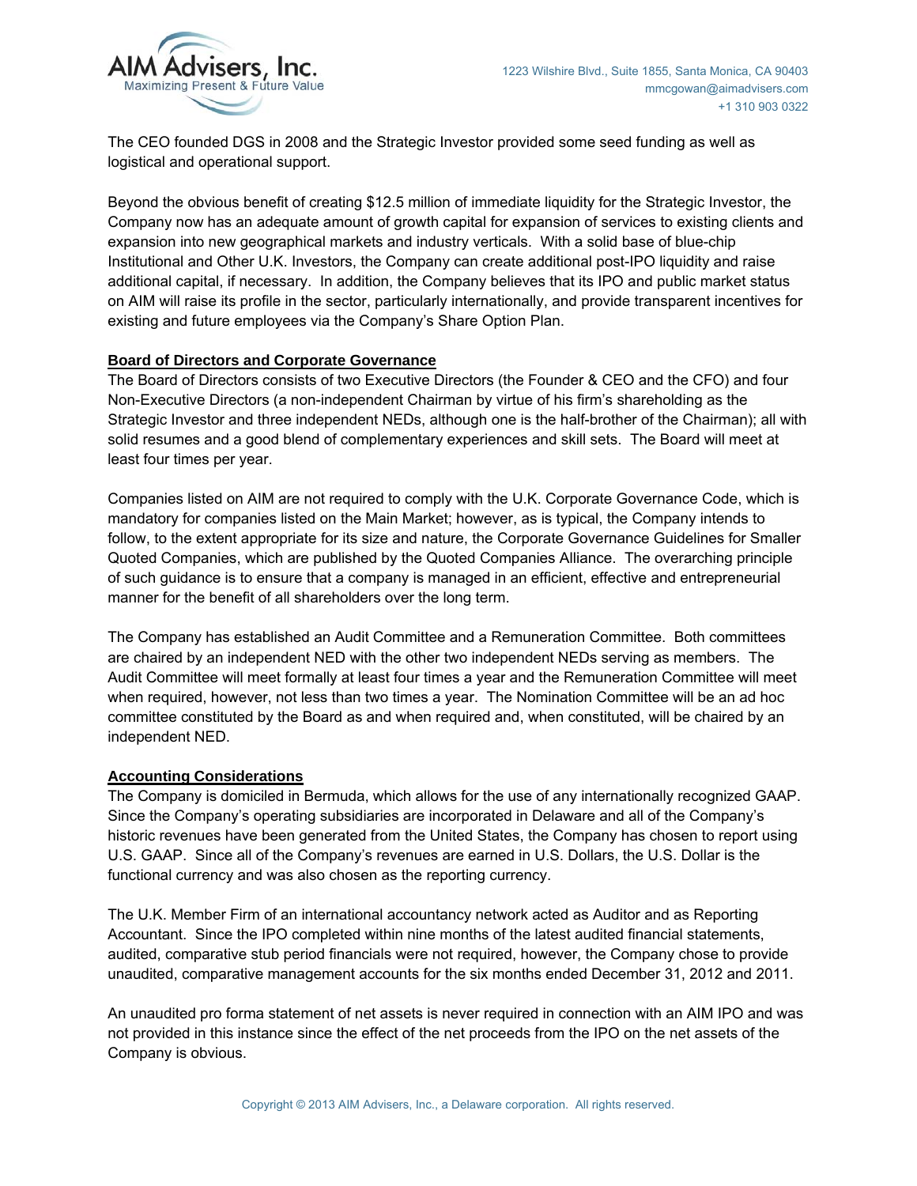The CEO founded DGS in 2008 and the Strategic Investor provided some seed funding as well as logistical and operational support.

Beyond the obvious benefit of creating $12.5 million of immediate liquidity for the Strategic Investor, the Company now has an adequate amount of growth capital for expansion of services to existing clients and expansion into new geographical markets and industry verticals. With a solid base of blue-chip Institutional and Other U.K. Investors, the Company can create additional post-IPO liquidity and raise additional capital, if necessary. In addition, the Company believes that its IPO and public market status on AIM will raise its profile in the sector, particularly internationally, and provide transparent incentives for existing and future employees via the Company's Share Option Plan.

**Board of Directors and Corporate Governance**

The Board of Directors consists of two Executive Directors (the Founder & CEO and the CFO) and four Non-Executive Directors (a non-independent Chairman by virtue of his firm's shareholding as the Strategic Investor and three independent NEDs, although one is the half-brother of the Chairman); all with solid resumes and a good blend of complementary experiences and skill sets. The Board will meet at least four times per year.

Companies listed on AIM are not required to comply with the U.K. Corporate Governance Code, which is mandatory for companies listed on the Main Market; however, as is typical, the Company intends to follow, to the extent appropriate for its size and nature, the Corporate Governance Guidelines for Smaller Quoted Companies, which are published by the Quoted Companies Alliance. The overarching principle of such guidance is to ensure that a company is managed in an efficient, effective and entrepreneurial manner for the benefit of all shareholders over the long term.

The Company has established an Audit Committee and a Remuneration Committee. Both committees are chaired by an independent NED with the other two independent NEDs serving as members. The Audit Committee will meet formally at least four times a year and the Remuneration Committee will meet when required, however, not less than two times a year. The Nomination Committee will be an ad hoc committee constituted by the Board as and when required and, when constituted, will be chaired by an independent NED.

**Accounting Considerations**

The Company is domiciled in Bermuda, which allows for the use of any internationally recognized GAAP. Since the Company's operating subsidiaries are incorporated in Delaware and all of the Company's historic revenues have been generated from the United States, the Company has chosen to report using U.S. GAAP. Since all of the Company's revenues are earned in U.S. Dollars, the U.S. Dollar is the functional currency and was also chosen as the reporting currency.

The U.K. Member Firm of an international accountancy network acted as Auditor and as Reporting Accountant. Since the IPO completed within nine months of the latest audited financial statements, audited, comparative stub period financials were not required, however, the Company chose to provide unaudited, comparative management accounts for the six months ended December 31, 2012 and 2011.

An unaudited pro forma statement of net assets is never required in connection with an AIM IPO and was not provided in this instance since the effect of the net proceeds from the IPO on the net assets of the Company is obvious.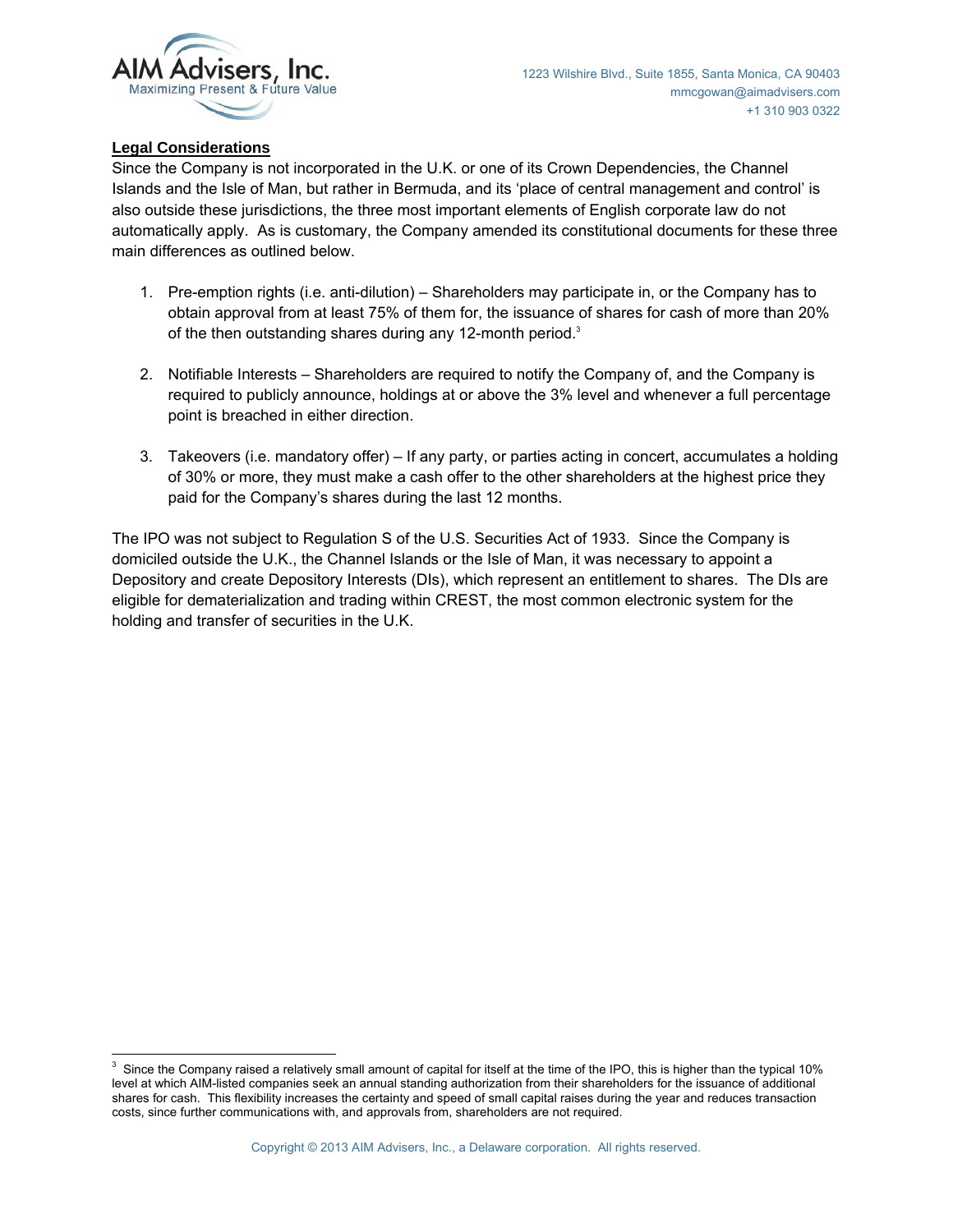**Legal Considerations**

Since the Company is not incorporated in the U.K. or one of its Crown Dependencies, the Channel Islands and the Isle of Man, but rather in Bermuda, and its 'place of central management and control' is also outside these jurisdictions, the three most important elements of English corporate law do not automatically apply. As is customary, the Company amended its constitutional documents for these three main differences as outlined below.

1. Pre-emption rights (i.e. anti-dilution) – Shareholders may participate in, or the Company has to obtain approval from at least 75% of them for, the issuance of shares for cash of more than 20% of the then outstanding shares during any 12-month period.[3]

2. Notifiable Interests – Shareholders are required to notify the Company of, and the Company is required to publicly announce, holdings at or above the 3% level and whenever a full percentage point is breached in either direction.

3. Takeovers (i.e. mandatory offer) – If any party, or parties acting in concert, accumulates a holding of 30% or more, they must make a cash offer to the other shareholders at the highest price they paid for the Company's shares during the last 12 months.

The IPO was not subject to Regulation S of the U.S. Securities Act of 1933. Since the Company is domiciled outside the U.K., the Channel Islands or the Isle of Man, it was necessary to appoint a Depository and create Depository Interests (DIs), which represent an entitlement to shares. The DIs are eligible for dematerialization and trading within CREST, the most common electronic system for the holding and transfer of securities in the U.K.

---

[3] Since the Company raised a relatively small amount of capital for itself at the time of the IPO, this is higher than the typical 10% level at which AIM-listed companies seek an annual standing authorization from their shareholders for the issuance of additional shares for cash. This flexibility increases the certainty and speed of small capital raises during the year and reduces transaction costs, since further communications with, and approvals from, shareholders are not required.